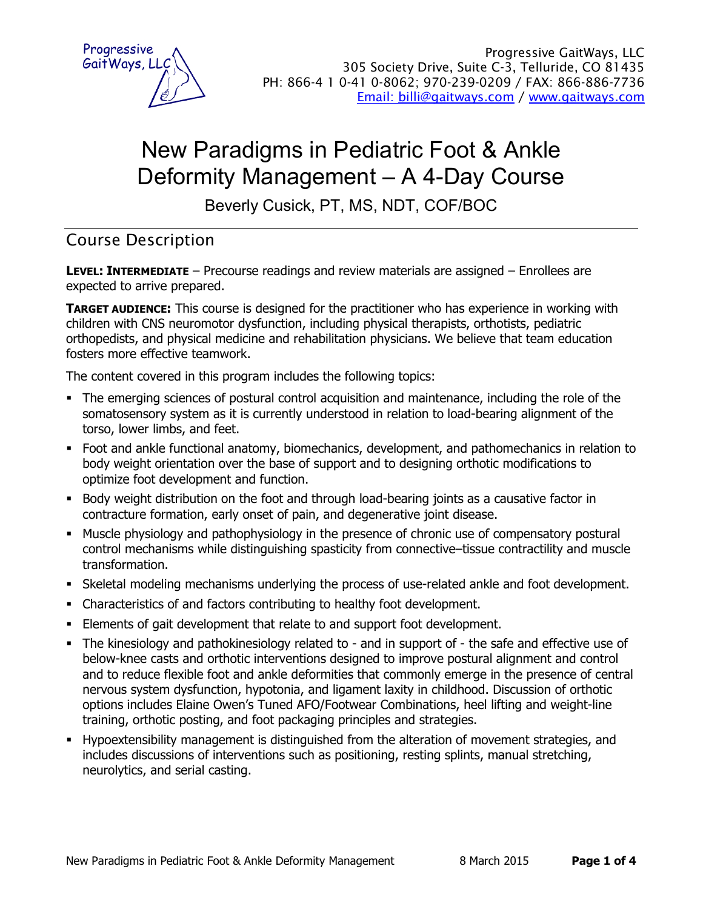Progressive GaitWays, LLC
305 Society Drive, Suite C-3, Telluride, CO 81435
PH: 866-4 1 0-41 0-8062; 970-239-0209 / FAX: 866-886-7736
Email: billi@gaitways.com / www.gaitways.com

# New Paradigms in Pediatric Foot & Ankle Deformity Management – A 4-Day Course

Beverly Cusick, PT, MS, NDT, COF/BOC

## Course Description

**LEVEL: INTERMEDIATE** – Precourse readings and review materials are assigned – Enrollees are expected to arrive prepared.

**TARGET AUDIENCE:** This course is designed for the practitioner who has experience in working with children with CNS neuromotor dysfunction, including physical therapists, orthotists, pediatric orthopedists, and physical medicine and rehabilitation physicians. We believe that team education fosters more effective teamwork.

The content covered in this program includes the following topics:

- The emerging sciences of postural control acquisition and maintenance, including the role of the somatosensory system as it is currently understood in relation to load-bearing alignment of the torso, lower limbs, and feet.
- Foot and ankle functional anatomy, biomechanics, development, and pathomechanics in relation to body weight orientation over the base of support and to designing orthotic modifications to optimize foot development and function.
- Body weight distribution on the foot and through load-bearing joints as a causative factor in contracture formation, early onset of pain, and degenerative joint disease.
- Muscle physiology and pathophysiology in the presence of chronic use of compensatory postural control mechanisms while distinguishing spasticity from connective–tissue contractility and muscle transformation.
- Skeletal modeling mechanisms underlying the process of use-related ankle and foot development.
- Characteristics of and factors contributing to healthy foot development.
- Elements of gait development that relate to and support foot development.
- The kinesiology and pathokinesiology related to - and in support of - the safe and effective use of below-knee casts and orthotic interventions designed to improve postural alignment and control and to reduce flexible foot and ankle deformities that commonly emerge in the presence of central nervous system dysfunction, hypotonia, and ligament laxity in childhood. Discussion of orthotic options includes Elaine Owen's Tuned AFO/Footwear Combinations, heel lifting and weight-line training, orthotic posting, and foot packaging principles and strategies.
- Hypoextensibility management is distinguished from the alteration of movement strategies, and includes discussions of interventions such as positioning, resting splints, manual stretching, neurolytics, and serial casting.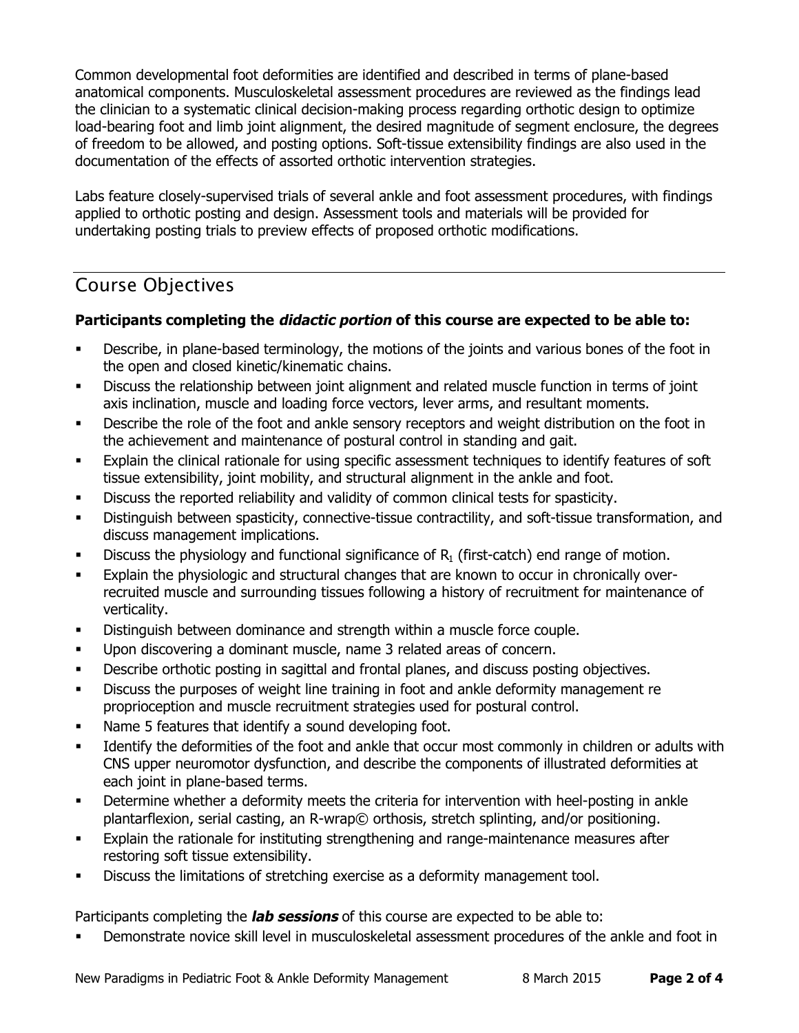Common developmental foot deformities are identified and described in terms of plane-based anatomical components. Musculoskeletal assessment procedures are reviewed as the findings lead the clinician to a systematic clinical decision-making process regarding orthotic design to optimize load-bearing foot and limb joint alignment, the desired magnitude of segment enclosure, the degrees of freedom to be allowed, and posting options. Soft-tissue extensibility findings are also used in the documentation of the effects of assorted orthotic intervention strategies.

Labs feature closely-supervised trials of several ankle and foot assessment procedures, with findings applied to orthotic posting and design. Assessment tools and materials will be provided for undertaking posting trials to preview effects of proposed orthotic modifications.

## Course Objectives

**Participants completing the *didactic portion* of this course are expected to be able to:**

- Describe, in plane-based terminology, the motions of the joints and various bones of the foot in the open and closed kinetic/kinematic chains.
- Discuss the relationship between joint alignment and related muscle function in terms of joint axis inclination, muscle and loading force vectors, lever arms, and resultant moments.
- Describe the role of the foot and ankle sensory receptors and weight distribution on the foot in the achievement and maintenance of postural control in standing and gait.
- Explain the clinical rationale for using specific assessment techniques to identify features of soft tissue extensibility, joint mobility, and structural alignment in the ankle and foot.
- Discuss the reported reliability and validity of common clinical tests for spasticity.
- Distinguish between spasticity, connective-tissue contractility, and soft-tissue transformation, and discuss management implications.
- Discuss the physiology and functional significance of $R_1$ (first-catch) end range of motion.
- Explain the physiologic and structural changes that are known to occur in chronically over-recruited muscle and surrounding tissues following a history of recruitment for maintenance of verticality.
- Distinguish between dominance and strength within a muscle force couple.
- Upon discovering a dominant muscle, name 3 related areas of concern.
- Describe orthotic posting in sagittal and frontal planes, and discuss posting objectives.
- Discuss the purposes of weight line training in foot and ankle deformity management re proprioception and muscle recruitment strategies used for postural control.
- Name 5 features that identify a sound developing foot.
- Identify the deformities of the foot and ankle that occur most commonly in children or adults with CNS upper neuromotor dysfunction, and describe the components of illustrated deformities at each joint in plane-based terms.
- Determine whether a deformity meets the criteria for intervention with heel-posting in ankle plantarflexion, serial casting, an R-wrap© orthosis, stretch splinting, and/or positioning.
- Explain the rationale for instituting strengthening and range-maintenance measures after restoring soft tissue extensibility.
- Discuss the limitations of stretching exercise as a deformity management tool.

Participants completing the ***lab sessions*** of this course are expected to be able to:

- Demonstrate novice skill level in musculoskeletal assessment procedures of the ankle and foot in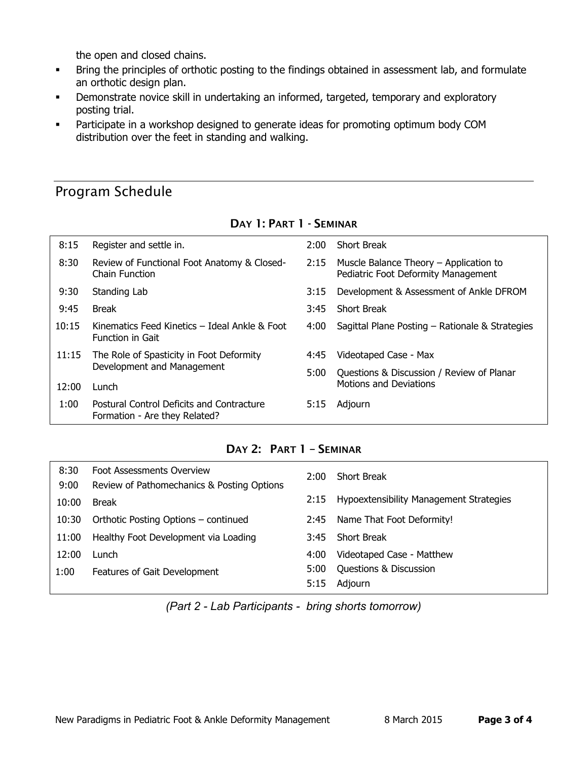the open and closed chains.

- Bring the principles of orthotic posting to the findings obtained in assessment lab, and formulate an orthotic design plan.
- Demonstrate novice skill in undertaking an informed, targeted, temporary and exploratory posting trial.
- Participate in a workshop designed to generate ideas for promoting optimum body COM distribution over the feet in standing and walking.

## Program Schedule

### Day 1: Part 1 - Seminar

| Time | Session | Time | Session |
|---|---|---|---|
| 8:15 | Register and settle in. | 2:00 | Short Break |
| 8:30 | Review of Functional Foot Anatomy & Closed-Chain Function | 2:15 | Muscle Balance Theory – Application to Pediatric Foot Deformity Management |
| 9:30 | Standing Lab | 3:15 | Development & Assessment of Ankle DFROM |
| 9:45 | Break | 3:45 | Short Break |
| 10:15 | Kinematics Feed Kinetics – Ideal Ankle & Foot Function in Gait | 4:00 | Sagittal Plane Posting – Rationale & Strategies |
| 11:15 | The Role of Spasticity in Foot Deformity Development and Management | 4:45 | Videotaped Case - Max |
| | | 5:00 | Questions & Discussion / Review of Planar Motions and Deviations |
| 12:00 | Lunch | | |
| 1:00 | Postural Control Deficits and Contracture Formation - Are they Related? | 5:15 | Adjourn |

### Day 2: Part 1 – Seminar

| Time | Session | Time | Session |
|---|---|---|---|
| 8:30 | Foot Assessments Overview | 2:00 | Short Break |
| 9:00 | Review of Pathomechanics & Posting Options | | |
| 10:00 | Break | 2:15 | Hypoextensibility Management Strategies |
| 10:30 | Orthotic Posting Options – continued | 2:45 | Name That Foot Deformity! |
| 11:00 | Healthy Foot Development via Loading | 3:45 | Short Break |
| 12:00 | Lunch | 4:00 | Videotaped Case - Matthew |
| 1:00 | Features of Gait Development | 5:00 | Questions & Discussion |
| | | 5:15 | Adjourn |

*(Part 2 - Lab Participants - bring shorts tomorrow)*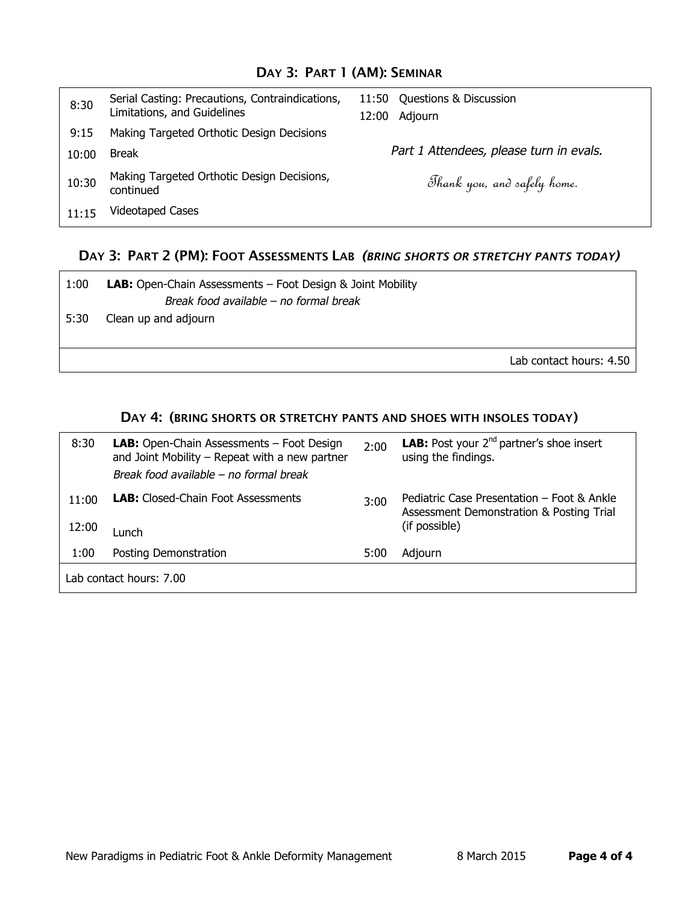## Day 3: Part 1 (AM): Seminar

| | |
|---|---|
| 8:30 | Serial Casting: Precautions, Contraindications, Limitations, and Guidelines |
| 9:15 | Making Targeted Orthotic Design Decisions |
| 10:00 | Break |
| 10:30 | Making Targeted Orthotic Design Decisions, continued |
| 11:15 | Videotaped Cases |
| 11:50 | Questions & Discussion |
| 12:00 | Adjourn |

*Part 1 Attendees, please turn in evals.*

*Thank you, and safely home.*

## Day 3: Part 2 (PM): Foot Assessments Lab *(bring shorts or stretchy pants today)*

| | |
|---|---|
| 1:00 | **LAB:** Open-Chain Assessments – Foot Design & Joint Mobility<br>*Break food available – no formal break* |
| 5:30 | Clean up and adjourn |

Lab contact hours: 4.50

## Day 4: (bring shorts or stretchy pants and shoes with insoles today)

| | |
|---|---|
| 8:30 | **LAB:** Open-Chain Assessments – Foot Design and Joint Mobility – Repeat with a new partner<br>*Break food available – no formal break* |
| 11:00 | **LAB:** Closed-Chain Foot Assessments |
| 12:00 | Lunch |
| 1:00 | Posting Demonstration |
| 2:00 | **LAB:** Post your 2nd partner's shoe insert using the findings. |
| 3:00 | Pediatric Case Presentation – Foot & Ankle Assessment Demonstration & Posting Trial (if possible) |
| 5:00 | Adjourn |

Lab contact hours: 7.00